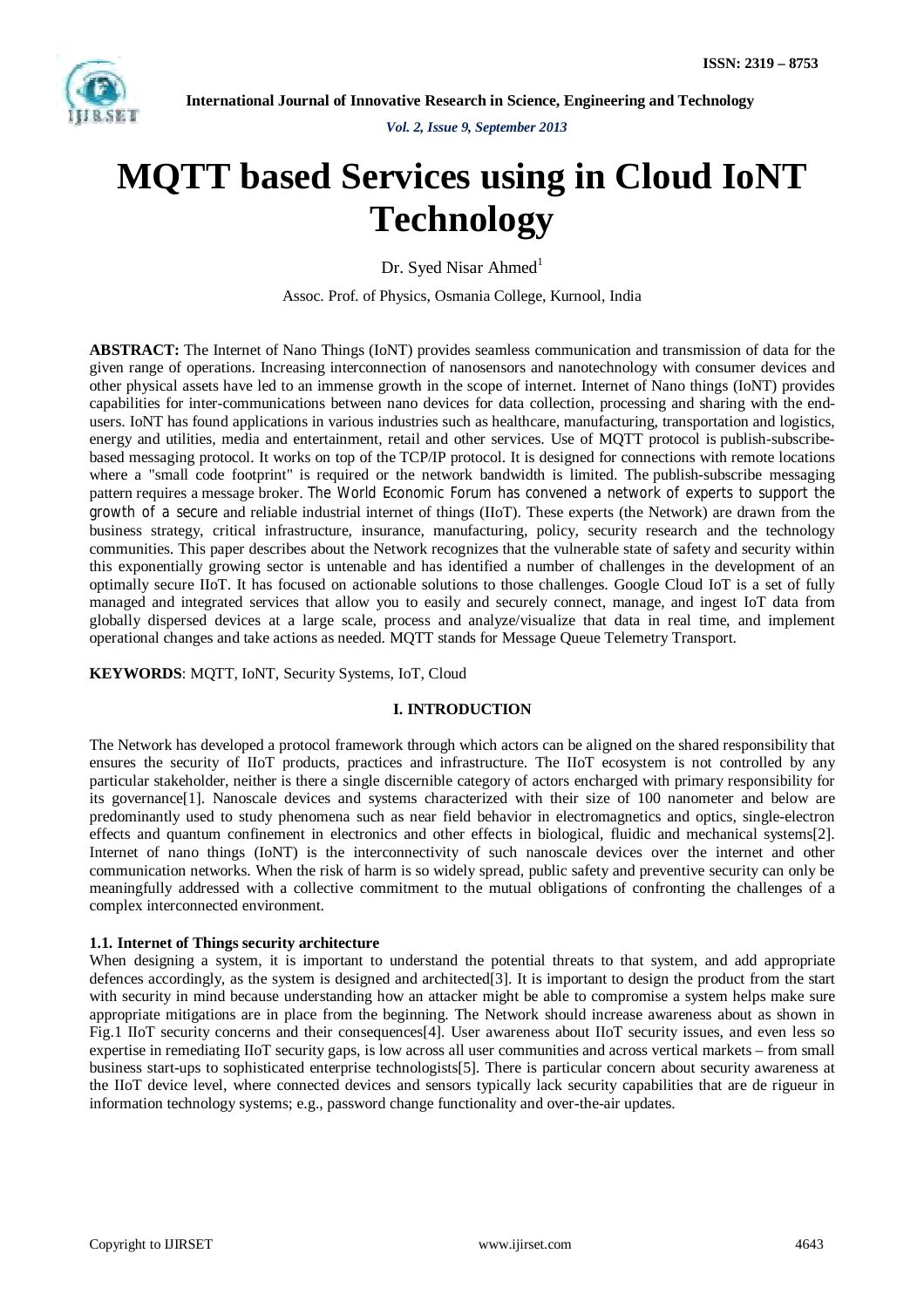# MQTT based Services using in Cloud IoNT Technology

Dr. Syed Nisar Ahmed[1]

Assoc. Prof. of Physics, Osmania College, Kurnool, India

**ABSTRACT:** The Internet of Nano Things (IoNT) provides seamless communication and transmission of data for the given range of operations. Increasing interconnection of nanosensors and nanotechnology with consumer devices and other physical assets have led to an immense growth in the scope of internet. Internet of Nano things (IoNT) provides capabilities for inter-communications between nano devices for data collection, processing and sharing with the end-users. IoNT has found applications in various industries such as healthcare, manufacturing, transportation and logistics, energy and utilities, media and entertainment, retail and other services. Use of MQTT protocol is publish-subscribe-based messaging protocol. It works on top of the TCP/IP protocol. It is designed for connections with remote locations where a "small code footprint" is required or the network bandwidth is limited. The publish-subscribe messaging pattern requires a message broker. The World Economic Forum has convened a network of experts to support the growth of a secure and reliable industrial internet of things (IIoT). These experts (the Network) are drawn from the business strategy, critical infrastructure, insurance, manufacturing, policy, security research and the technology communities. This paper describes about the Network recognizes that the vulnerable state of safety and security within this exponentially growing sector is untenable and has identified a number of challenges in the development of an optimally secure IIoT. It has focused on actionable solutions to those challenges. Google Cloud IoT is a set of fully managed and integrated services that allow you to easily and securely connect, manage, and ingest IoT data from globally dispersed devices at a large scale, process and analyze/visualize that data in real time, and implement operational changes and take actions as needed. MQTT stands for Message Queue Telemetry Transport.

**KEYWORDS**: MQTT, IoNT, Security Systems, IoT, Cloud

## I. INTRODUCTION

The Network has developed a protocol framework through which actors can be aligned on the shared responsibility that ensures the security of IIoT products, practices and infrastructure. The IIoT ecosystem is not controlled by any particular stakeholder, neither is there a single discernible category of actors encharged with primary responsibility for its governance[1]. Nanoscale devices and systems characterized with their size of 100 nanometer and below are predominantly used to study phenomena such as near field behavior in electromagnetics and optics, single-electron effects and quantum confinement in electronics and other effects in biological, fluidic and mechanical systems[2]. Internet of nano things (IoNT) is the interconnectivity of such nanoscale devices over the internet and other communication networks. When the risk of harm is so widely spread, public safety and preventive security can only be meaningfully addressed with a collective commitment to the mutual obligations of confronting the challenges of a complex interconnected environment.

### 1.1. Internet of Things security architecture

When designing a system, it is important to understand the potential threats to that system, and add appropriate defences accordingly, as the system is designed and architected[3]. It is important to design the product from the start with security in mind because understanding how an attacker might be able to compromise a system helps make sure appropriate mitigations are in place from the beginning. The Network should increase awareness about as shown in Fig.1 IIoT security concerns and their consequences[4]. User awareness about IIoT security issues, and even less so expertise in remediating IIoT security gaps, is low across all user communities and across vertical markets – from small business start-ups to sophisticated enterprise technologists[5]. There is particular concern about security awareness at the IIoT device level, where connected devices and sensors typically lack security capabilities that are de rigueur in information technology systems; e.g., password change functionality and over-the-air updates.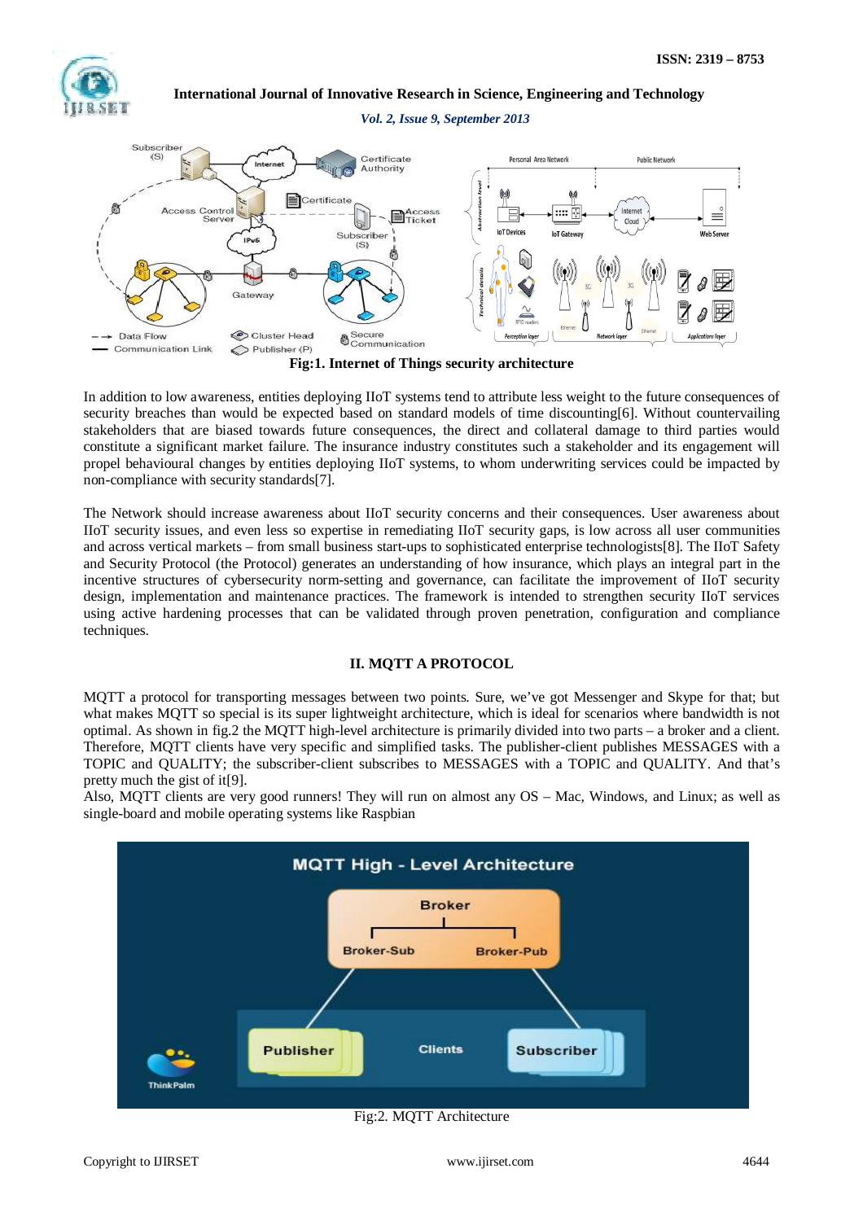Fig:1. Internet of Things security architecture

In addition to low awareness, entities deploying IIoT systems tend to attribute less weight to the future consequences of security breaches than would be expected based on standard models of time discounting[6]. Without countervailing stakeholders that are biased towards future consequences, the direct and collateral damage to third parties would constitute a significant market failure. The insurance industry constitutes such a stakeholder and its engagement will propel behavioural changes by entities deploying IIoT systems, to whom underwriting services could be impacted by non-compliance with security standards[7].

The Network should increase awareness about IIoT security concerns and their consequences. User awareness about IIoT security issues, and even less so expertise in remediating IIoT security gaps, is low across all user communities and across vertical markets – from small business start-ups to sophisticated enterprise technologists[8]. The IIoT Safety and Security Protocol (the Protocol) generates an understanding of how insurance, which plays an integral part in the incentive structures of cybersecurity norm-setting and governance, can facilitate the improvement of IIoT security design, implementation and maintenance practices. The framework is intended to strengthen security IIoT services using active hardening processes that can be validated through proven penetration, configuration and compliance techniques.

## II. MQTT A PROTOCOL

MQTT a protocol for transporting messages between two points. Sure, we've got Messenger and Skype for that; but what makes MQTT so special is its super lightweight architecture, which is ideal for scenarios where bandwidth is not optimal. As shown in fig.2 the MQTT high-level architecture is primarily divided into two parts – a broker and a client. Therefore, MQTT clients have very specific and simplified tasks. The publisher-client publishes MESSAGES with a TOPIC and QUALITY; the subscriber-client subscribes to MESSAGES with a TOPIC and QUALITY. And that's pretty much the gist of it[9].

Also, MQTT clients are very good runners! They will run on almost any OS – Mac, Windows, and Linux; as well as single-board and mobile operating systems like Raspbian

Fig:2. MQTT Architecture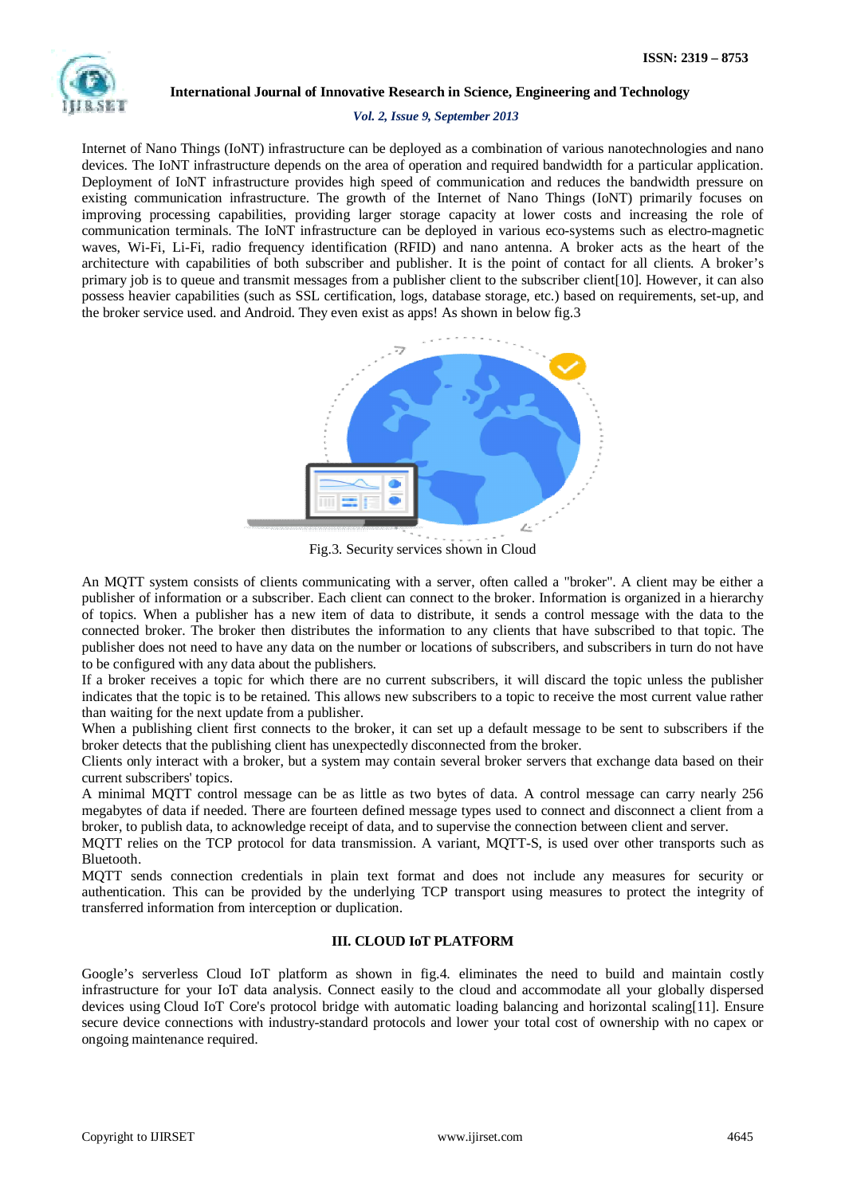Internet of Nano Things (IoNT) infrastructure can be deployed as a combination of various nanotechnologies and nano devices. The IoNT infrastructure depends on the area of operation and required bandwidth for a particular application. Deployment of IoNT infrastructure provides high speed of communication and reduces the bandwidth pressure on existing communication infrastructure. The growth of the Internet of Nano Things (IoNT) primarily focuses on improving processing capabilities, providing larger storage capacity at lower costs and increasing the role of communication terminals. The IoNT infrastructure can be deployed in various eco-systems such as electro-magnetic waves, Wi-Fi, Li-Fi, radio frequency identification (RFID) and nano antenna. A broker acts as the heart of the architecture with capabilities of both subscriber and publisher. It is the point of contact for all clients. A broker's primary job is to queue and transmit messages from a publisher client to the subscriber client[10]. However, it can also possess heavier capabilities (such as SSL certification, logs, database storage, etc.) based on requirements, set-up, and the broker service used. and Android. They even exist as apps! As shown in below fig.3

Fig.3. Security services shown in Cloud

An MQTT system consists of clients communicating with a server, often called a "broker". A client may be either a publisher of information or a subscriber. Each client can connect to the broker. Information is organized in a hierarchy of topics. When a publisher has a new item of data to distribute, it sends a control message with the data to the connected broker. The broker then distributes the information to any clients that have subscribed to that topic. The publisher does not need to have any data on the number or locations of subscribers, and subscribers in turn do not have to be configured with any data about the publishers.

If a broker receives a topic for which there are no current subscribers, it will discard the topic unless the publisher indicates that the topic is to be retained. This allows new subscribers to a topic to receive the most current value rather than waiting for the next update from a publisher.

When a publishing client first connects to the broker, it can set up a default message to be sent to subscribers if the broker detects that the publishing client has unexpectedly disconnected from the broker.

Clients only interact with a broker, but a system may contain several broker servers that exchange data based on their current subscribers' topics.

A minimal MQTT control message can be as little as two bytes of data. A control message can carry nearly 256 megabytes of data if needed. There are fourteen defined message types used to connect and disconnect a client from a broker, to publish data, to acknowledge receipt of data, and to supervise the connection between client and server.

MQTT relies on the TCP protocol for data transmission. A variant, MQTT-S, is used over other transports such as Bluetooth.

MQTT sends connection credentials in plain text format and does not include any measures for security or authentication. This can be provided by the underlying TCP transport using measures to protect the integrity of transferred information from interception or duplication.

## III. CLOUD IoT PLATFORM

Google's serverless Cloud IoT platform as shown in fig.4. eliminates the need to build and maintain costly infrastructure for your IoT data analysis. Connect easily to the cloud and accommodate all your globally dispersed devices using Cloud IoT Core's protocol bridge with automatic loading balancing and horizontal scaling[11]. Ensure secure device connections with industry-standard protocols and lower your total cost of ownership with no capex or ongoing maintenance required.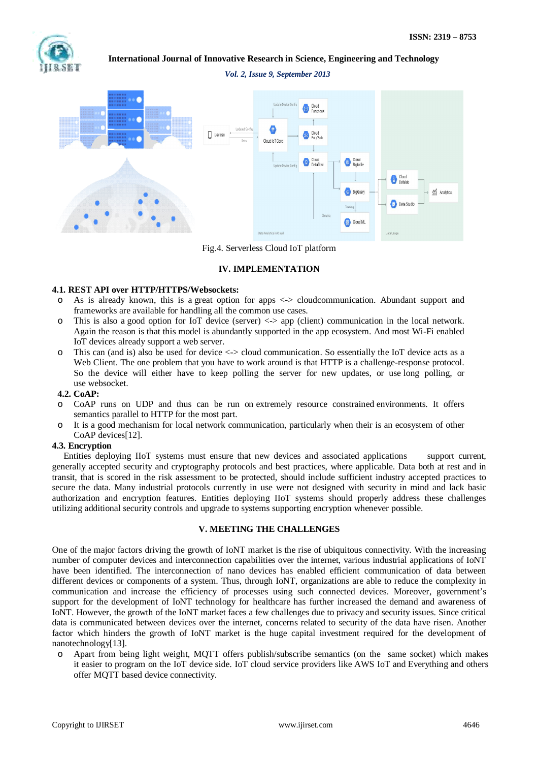Fig.4. Serverless Cloud IoT platform

## IV. IMPLEMENTATION

### 4.1. REST API over HTTP/HTTPS/Websockets:

- As is already known, this is a great option for apps <-> cloudcommunication. Abundant support and frameworks are available for handling all the common use cases.
- This is also a good option for IoT device (server) <-> app (client) communication in the local network. Again the reason is that this model is abundantly supported in the app ecosystem. And most Wi-Fi enabled IoT devices already support a web server.
- This can (and is) also be used for device <-> cloud communication. So essentially the IoT device acts as a Web Client. The one problem that you have to work around is that HTTP is a challenge-response protocol. So the device will either have to keep polling the server for new updates, or use long polling, or use websocket.

### 4.2. CoAP:

- CoAP runs on UDP and thus can be run on extremely resource constrained environments. It offers semantics parallel to HTTP for the most part.
- It is a good mechanism for local network communication, particularly when their is an ecosystem of other CoAP devices[12].

### 4.3. Encryption

Entities deploying IIoT systems must ensure that new devices and associated applications support current, generally accepted security and cryptography protocols and best practices, where applicable. Data both at rest and in transit, that is scored in the risk assessment to be protected, should include sufficient industry accepted practices to secure the data. Many industrial protocols currently in use were not designed with security in mind and lack basic authorization and encryption features. Entities deploying IIoT systems should properly address these challenges utilizing additional security controls and upgrade to systems supporting encryption whenever possible.

## V. MEETING THE CHALLENGES

One of the major factors driving the growth of IoNT market is the rise of ubiquitous connectivity. With the increasing number of computer devices and interconnection capabilities over the internet, various industrial applications of IoNT have been identified. The interconnection of nano devices has enabled efficient communication of data between different devices or components of a system. Thus, through IoNT, organizations are able to reduce the complexity in communication and increase the efficiency of processes using such connected devices. Moreover, government's support for the development of IoNT technology for healthcare has further increased the demand and awareness of IoNT. However, the growth of the IoNT market faces a few challenges due to privacy and security issues. Since critical data is communicated between devices over the internet, concerns related to security of the data have risen. Another factor which hinders the growth of IoNT market is the huge capital investment required for the development of nanotechnology[13].

- Apart from being light weight, MQTT offers publish/subscribe semantics (on the same socket) which makes it easier to program on the IoT device side. IoT cloud service providers like AWS IoT and Everything and others offer MQTT based device connectivity.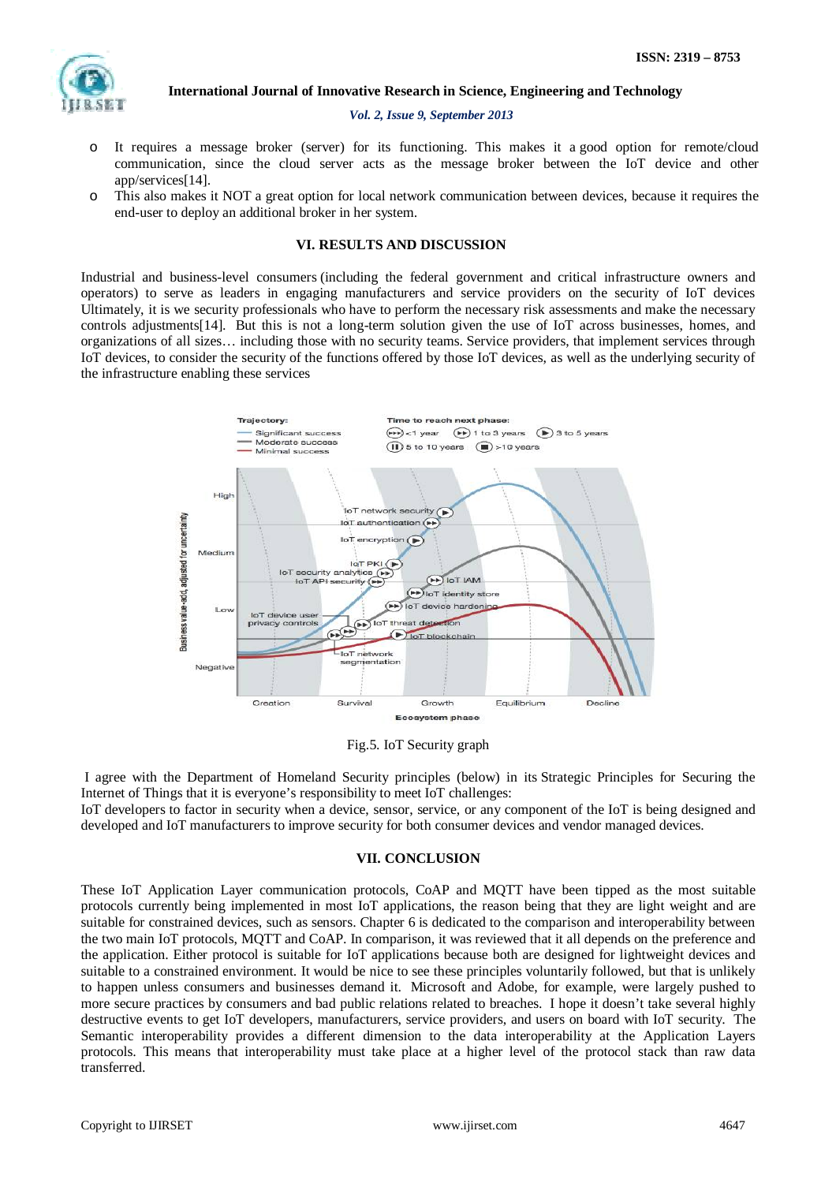- It requires a message broker (server) for its functioning. This makes it a good option for remote/cloud communication, since the cloud server acts as the message broker between the IoT device and other app/services[14].
- This also makes it NOT a great option for local network communication between devices, because it requires the end-user to deploy an additional broker in her system.

## VI. RESULTS AND DISCUSSION

Industrial and business-level consumers (including the federal government and critical infrastructure owners and operators) to serve as leaders in engaging manufacturers and service providers on the security of IoT devices Ultimately, it is we security professionals who have to perform the necessary risk assessments and make the necessary controls adjustments[14]. But this is not a long-term solution given the use of IoT across businesses, homes, and organizations of all sizes… including those with no security teams. Service providers, that implement services through IoT devices, to consider the security of the functions offered by those IoT devices, as well as the underlying security of the infrastructure enabling these services

Fig.5. IoT Security graph

I agree with the Department of Homeland Security principles (below) in its Strategic Principles for Securing the Internet of Things that it is everyone's responsibility to meet IoT challenges:
IoT developers to factor in security when a device, sensor, service, or any component of the IoT is being designed and developed and IoT manufacturers to improve security for both consumer devices and vendor managed devices.

## VII. CONCLUSION

These IoT Application Layer communication protocols, CoAP and MQTT have been tipped as the most suitable protocols currently being implemented in most IoT applications, the reason being that they are light weight and are suitable for constrained devices, such as sensors. Chapter 6 is dedicated to the comparison and interoperability between the two main IoT protocols, MQTT and CoAP. In comparison, it was reviewed that it all depends on the preference and the application. Either protocol is suitable for IoT applications because both are designed for lightweight devices and suitable to a constrained environment. It would be nice to see these principles voluntarily followed, but that is unlikely to happen unless consumers and businesses demand it. Microsoft and Adobe, for example, were largely pushed to more secure practices by consumers and bad public relations related to breaches. I hope it doesn't take several highly destructive events to get IoT developers, manufacturers, service providers, and users on board with IoT security. The Semantic interoperability provides a different dimension to the data interoperability at the Application Layers protocols. This means that interoperability must take place at a higher level of the protocol stack than raw data transferred.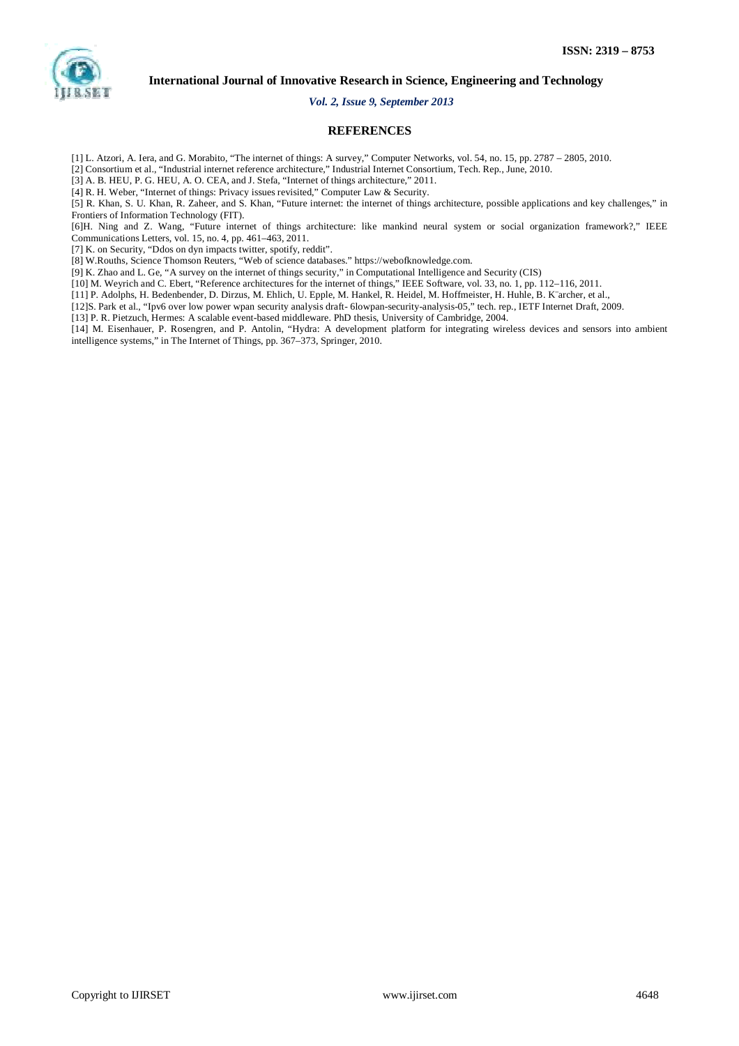## REFERENCES

[1] L. Atzori, A. Iera, and G. Morabito, "The internet of things: A survey," Computer Networks, vol. 54, no. 15, pp. 2787 – 2805, 2010.

[2] Consortium et al., "Industrial internet reference architecture," Industrial Internet Consortium, Tech. Rep., June, 2010.

[3] A. B. HEU, P. G. HEU, A. O. CEA, and J. Stefa, "Internet of things architecture," 2011.

[4] R. H. Weber, "Internet of things: Privacy issues revisited," Computer Law & Security.

[5] R. Khan, S. U. Khan, R. Zaheer, and S. Khan, "Future internet: the internet of things architecture, possible applications and key challenges," in Frontiers of Information Technology (FIT).

[6]H. Ning and Z. Wang, "Future internet of things architecture: like mankind neural system or social organization framework?," IEEE Communications Letters, vol. 15, no. 4, pp. 461–463, 2011.

[7] K. on Security, "Ddos on dyn impacts twitter, spotify, reddit".

[8] W.Rouths, Science Thomson Reuters, "Web of science databases." https://webofknowledge.com.

[9] K. Zhao and L. Ge, "A survey on the internet of things security," in Computational Intelligence and Security (CIS)

[10] M. Weyrich and C. Ebert, "Reference architectures for the internet of things," IEEE Software, vol. 33, no. 1, pp. 112–116, 2011.

[11] P. Adolphs, H. Bedenbender, D. Dirzus, M. Ehlich, U. Epple, M. Hankel, R. Heidel, M. Hoffmeister, H. Huhle, B. K¨archer, et al.,

[12]S. Park et al., "Ipv6 over low power wpan security analysis draft- 6lowpan-security-analysis-05," tech. rep., IETF Internet Draft, 2009.

[13] P. R. Pietzuch, Hermes: A scalable event-based middleware. PhD thesis, University of Cambridge, 2004.

[14] M. Eisenhauer, P. Rosengren, and P. Antolin, "Hydra: A development platform for integrating wireless devices and sensors into ambient intelligence systems," in The Internet of Things, pp. 367–373, Springer, 2010.